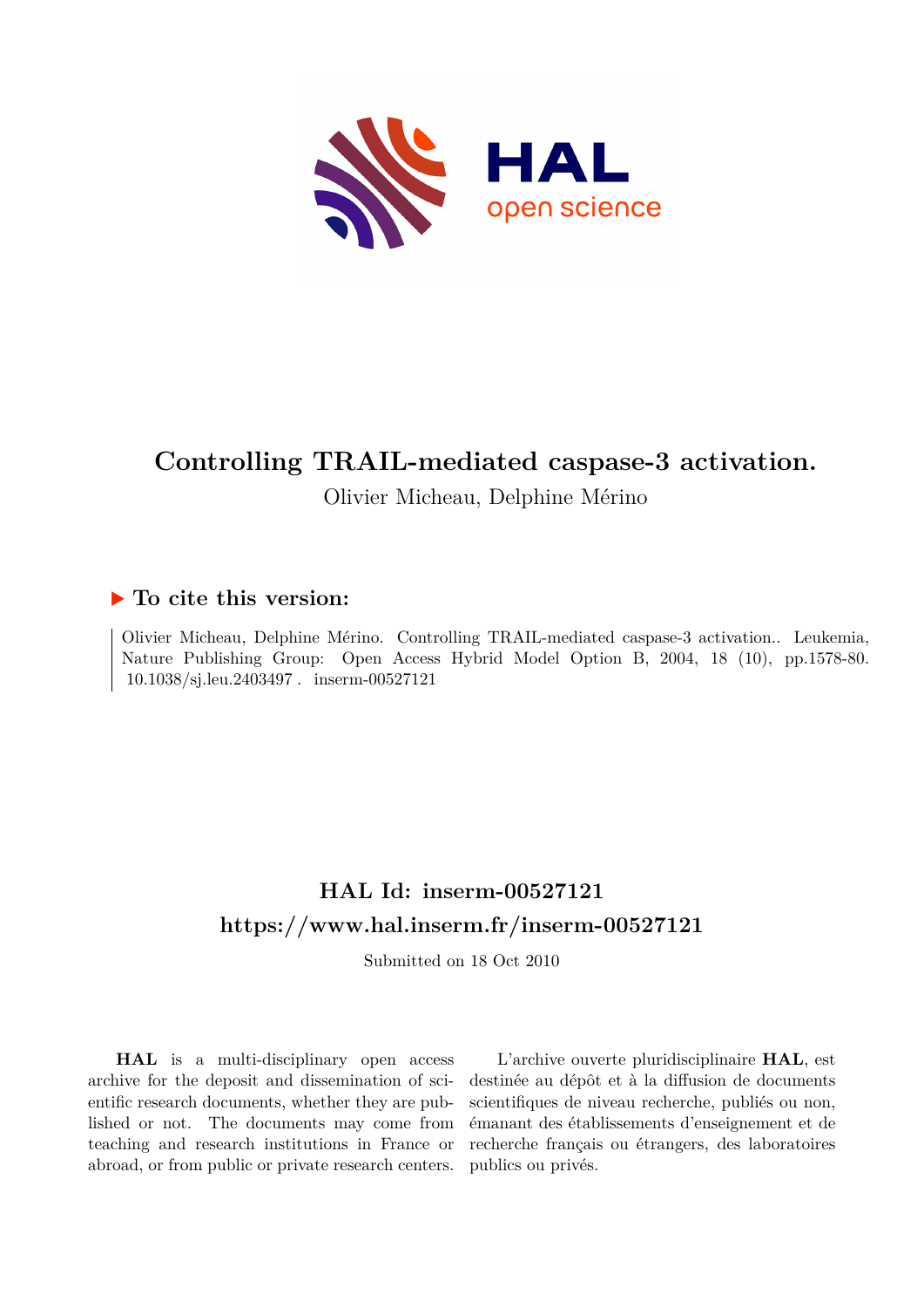# Controlling TRAIL-mediated caspase-3 activation.

Olivier Micheau, Delphine Mérino

## ▶ To cite this version:

Olivier Micheau, Delphine Mérino. Controlling TRAIL-mediated caspase-3 activation.. Leukemia, Nature Publishing Group: Open Access Hybrid Model Option B, 2004, 18 (10), pp.1578-80. 10.1038/sj.leu.2403497 . inserm-00527121

## HAL Id: inserm-00527121

## https://www.hal.inserm.fr/inserm-00527121

Submitted on 18 Oct 2010

**HAL** is a multi-disciplinary open access archive for the deposit and dissemination of scientific research documents, whether they are published or not. The documents may come from teaching and research institutions in France or abroad, or from public or private research centers.

L'archive ouverte pluridisciplinaire **HAL**, est destinée au dépôt et à la diffusion de documents scientifiques de niveau recherche, publiés ou non, émanant des établissements d'enseignement et de recherche français ou étrangers, des laboratoires publics ou privés.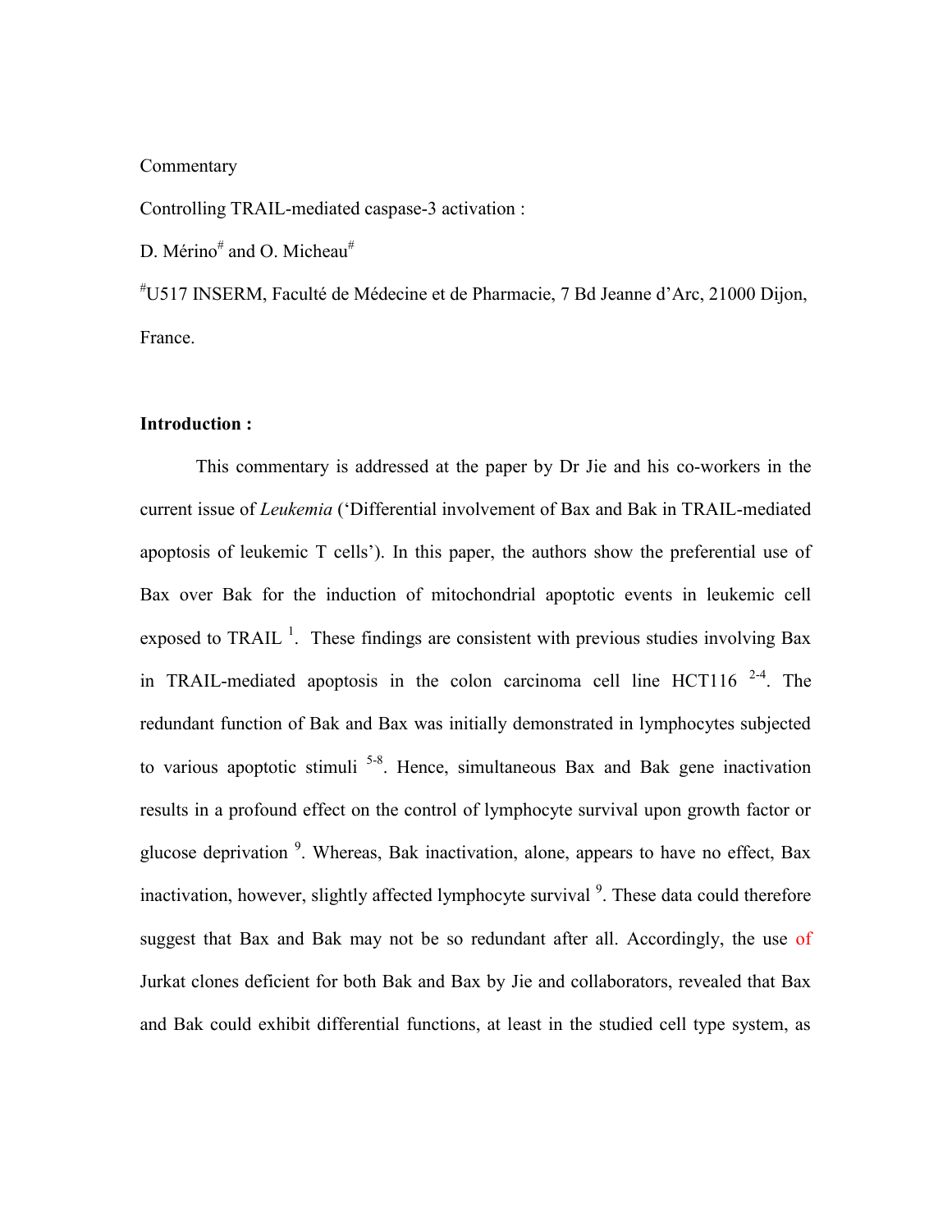Commentary

Controlling TRAIL-mediated caspase-3 activation :

D. Mérino[#] and O. Micheau[#]

[#]U517 INSERM, Faculté de Médecine et de Pharmacie, 7 Bd Jeanne d'Arc, 21000 Dijon, France.

**Introduction :**

This commentary is addressed at the paper by Dr Jie and his co-workers in the current issue of *Leukemia* ('Differential involvement of Bax and Bak in TRAIL-mediated apoptosis of leukemic T cells'). In this paper, the authors show the preferential use of Bax over Bak for the induction of mitochondrial apoptotic events in leukemic cell exposed to TRAIL [1]. These findings are consistent with previous studies involving Bax in TRAIL-mediated apoptosis in the colon carcinoma cell line HCT116 [2-4]. The redundant function of Bak and Bax was initially demonstrated in lymphocytes subjected to various apoptotic stimuli [5-8]. Hence, simultaneous Bax and Bak gene inactivation results in a profound effect on the control of lymphocyte survival upon growth factor or glucose deprivation [9]. Whereas, Bak inactivation, alone, appears to have no effect, Bax inactivation, however, slightly affected lymphocyte survival [9]. These data could therefore suggest that Bax and Bak may not be so redundant after all. Accordingly, the use of Jurkat clones deficient for both Bak and Bax by Jie and collaborators, revealed that Bax and Bak could exhibit differential functions, at least in the studied cell type system, as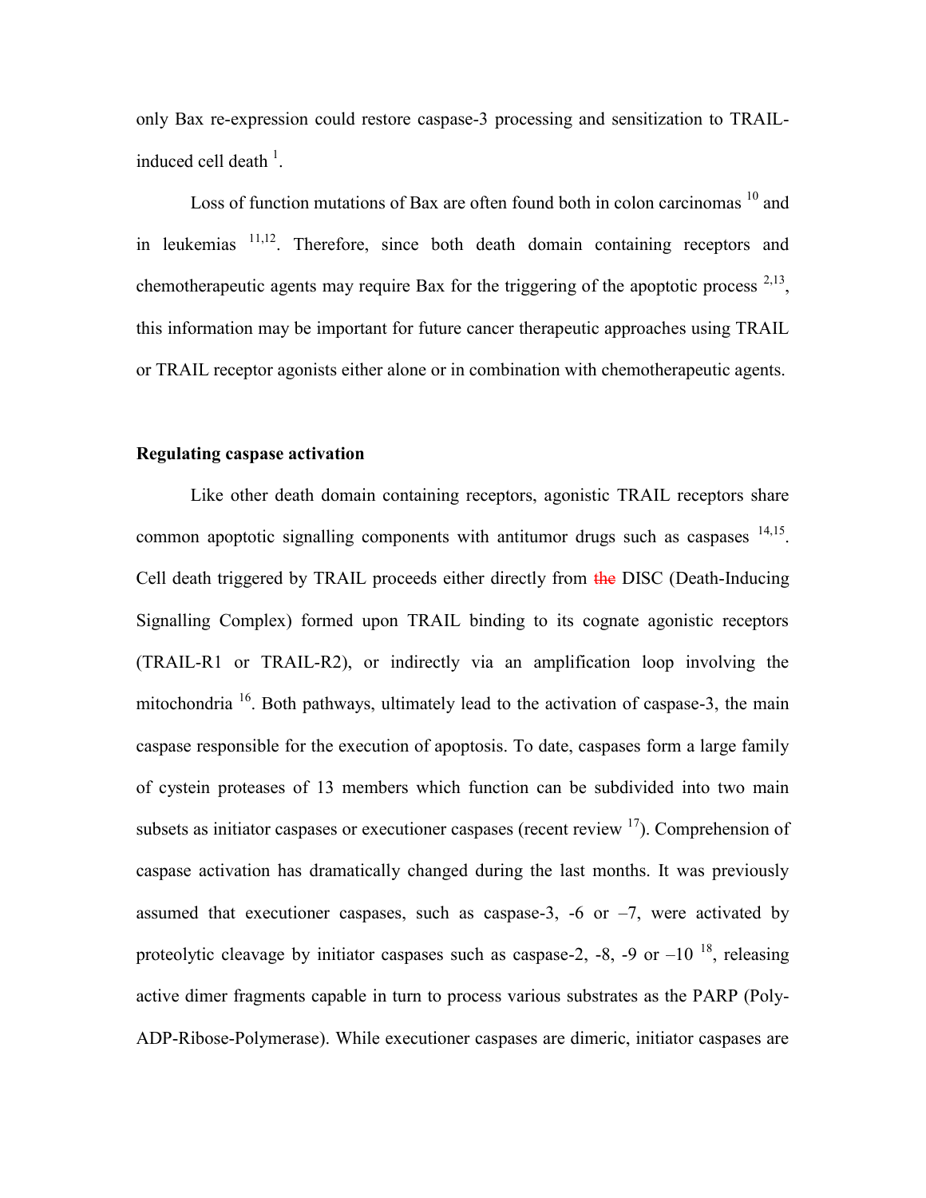only Bax re-expression could restore caspase-3 processing and sensitization to TRAIL-induced cell death [1].

Loss of function mutations of Bax are often found both in colon carcinomas [10] and in leukemias [11,12]. Therefore, since both death domain containing receptors and chemotherapeutic agents may require Bax for the triggering of the apoptotic process [2,13], this information may be important for future cancer therapeutic approaches using TRAIL or TRAIL receptor agonists either alone or in combination with chemotherapeutic agents.

**Regulating caspase activation**

Like other death domain containing receptors, agonistic TRAIL receptors share common apoptotic signalling components with antitumor drugs such as caspases [14,15]. Cell death triggered by TRAIL proceeds either directly from ~~the~~ DISC (Death-Inducing Signalling Complex) formed upon TRAIL binding to its cognate agonistic receptors (TRAIL-R1 or TRAIL-R2), or indirectly via an amplification loop involving the mitochondria [16]. Both pathways, ultimately lead to the activation of caspase-3, the main caspase responsible for the execution of apoptosis. To date, caspases form a large family of cystein proteases of 13 members which function can be subdivided into two main subsets as initiator caspases or executioner caspases (recent review [17]). Comprehension of caspase activation has dramatically changed during the last months. It was previously assumed that executioner caspases, such as caspase-3, -6 or –7, were activated by proteolytic cleavage by initiator caspases such as caspase-2, -8, -9 or –10 [18], releasing active dimer fragments capable in turn to process various substrates as the PARP (Poly-ADP-Ribose-Polymerase). While executioner caspases are dimeric, initiator caspases are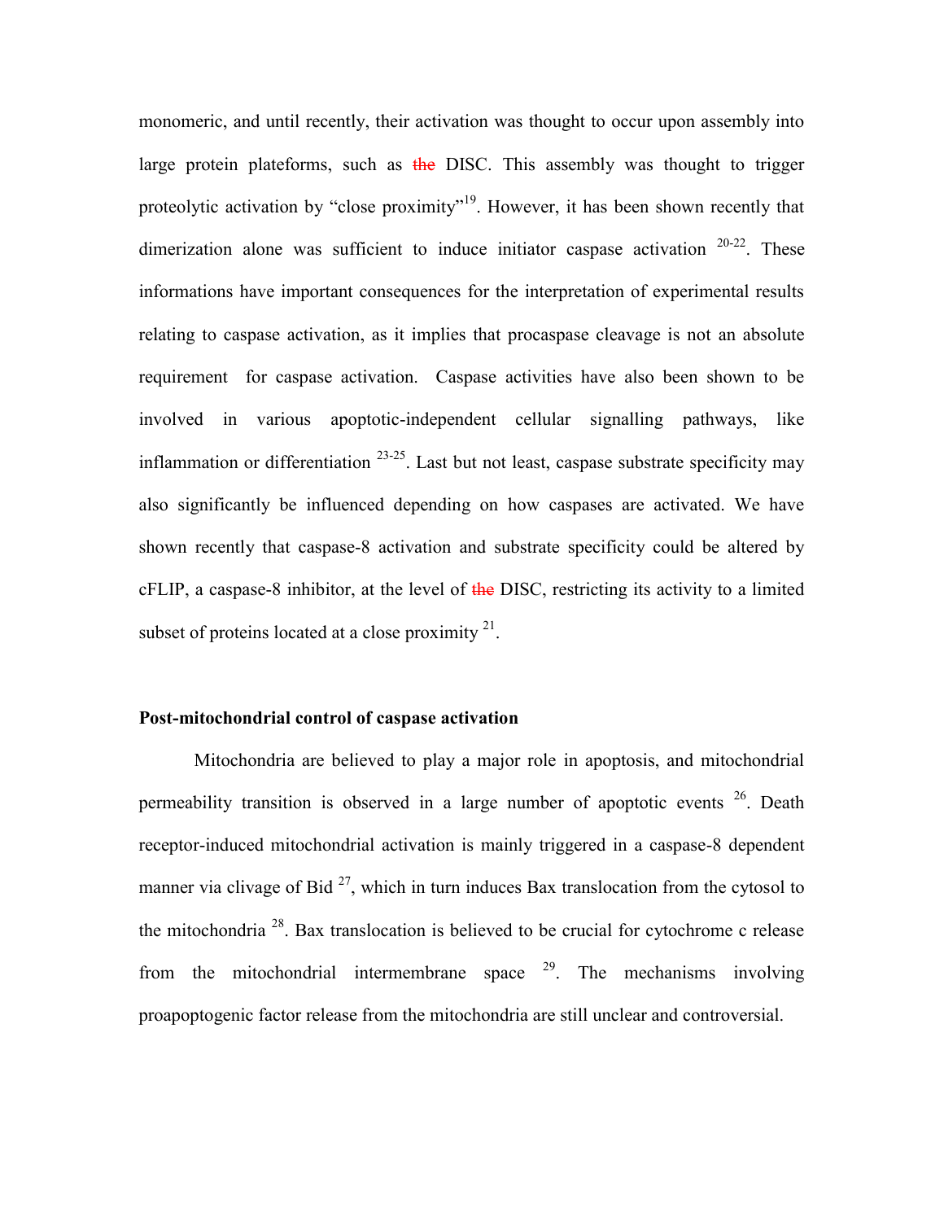monomeric, and until recently, their activation was thought to occur upon assembly into large protein plateforms, such as ~~the~~ DISC. This assembly was thought to trigger proteolytic activation by "close proximity"[19]. However, it has been shown recently that dimerization alone was sufficient to induce initiator caspase activation [20-22]. These informations have important consequences for the interpretation of experimental results relating to caspase activation, as it implies that procaspase cleavage is not an absolute requirement for caspase activation. Caspase activities have also been shown to be involved in various apoptotic-independent cellular signalling pathways, like inflammation or differentiation [23-25]. Last but not least, caspase substrate specificity may also significantly be influenced depending on how caspases are activated. We have shown recently that caspase-8 activation and substrate specificity could be altered by cFLIP, a caspase-8 inhibitor, at the level of ~~the~~ DISC, restricting its activity to a limited subset of proteins located at a close proximity [21].

**Post-mitochondrial control of caspase activation**

Mitochondria are believed to play a major role in apoptosis, and mitochondrial permeability transition is observed in a large number of apoptotic events [26]. Death receptor-induced mitochondrial activation is mainly triggered in a caspase-8 dependent manner via clivage of Bid [27], which in turn induces Bax translocation from the cytosol to the mitochondria [28]. Bax translocation is believed to be crucial for cytochrome c release from the mitochondrial intermembrane space [29]. The mechanisms involving proapoptogenic factor release from the mitochondria are still unclear and controversial.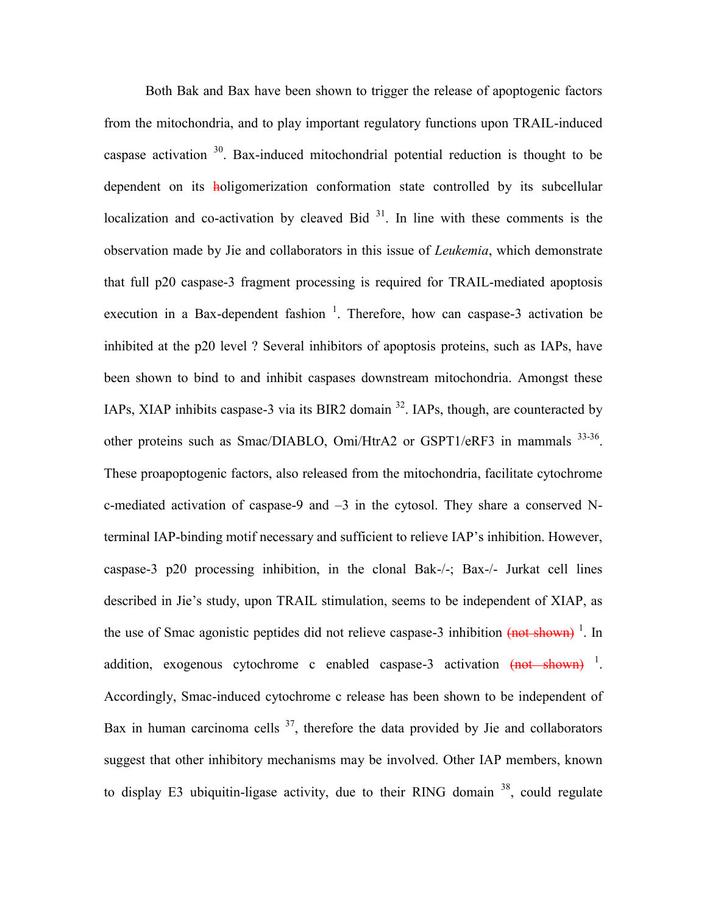Both Bak and Bax have been shown to trigger the release of apoptogenic factors from the mitochondria, and to play important regulatory functions upon TRAIL-induced caspase activation [30]. Bax-induced mitochondrial potential reduction is thought to be dependent on its ~~h~~oligomerization conformation state controlled by its subcellular localization and co-activation by cleaved Bid [31]. In line with these comments is the observation made by Jie and collaborators in this issue of *Leukemia*, which demonstrate that full p20 caspase-3 fragment processing is required for TRAIL-mediated apoptosis execution in a Bax-dependent fashion [1]. Therefore, how can caspase-3 activation be inhibited at the p20 level ? Several inhibitors of apoptosis proteins, such as IAPs, have been shown to bind to and inhibit caspases downstream mitochondria. Amongst these IAPs, XIAP inhibits caspase-3 via its BIR2 domain [32]. IAPs, though, are counteracted by other proteins such as Smac/DIABLO, Omi/HtrA2 or GSPT1/eRF3 in mammals [33-36]. These proapoptogenic factors, also released from the mitochondria, facilitate cytochrome c-mediated activation of caspase-9 and –3 in the cytosol. They share a conserved N-terminal IAP-binding motif necessary and sufficient to relieve IAP's inhibition. However, caspase-3 p20 processing inhibition, in the clonal Bak-/-; Bax-/- Jurkat cell lines described in Jie's study, upon TRAIL stimulation, seems to be independent of XIAP, as the use of Smac agonistic peptides did not relieve caspase-3 inhibition ~~(not shown)~~ [1]. In addition, exogenous cytochrome c enabled caspase-3 activation ~~(not shown)~~ [1]. Accordingly, Smac-induced cytochrome c release has been shown to be independent of Bax in human carcinoma cells [37], therefore the data provided by Jie and collaborators suggest that other inhibitory mechanisms may be involved. Other IAP members, known to display E3 ubiquitin-ligase activity, due to their RING domain [38], could regulate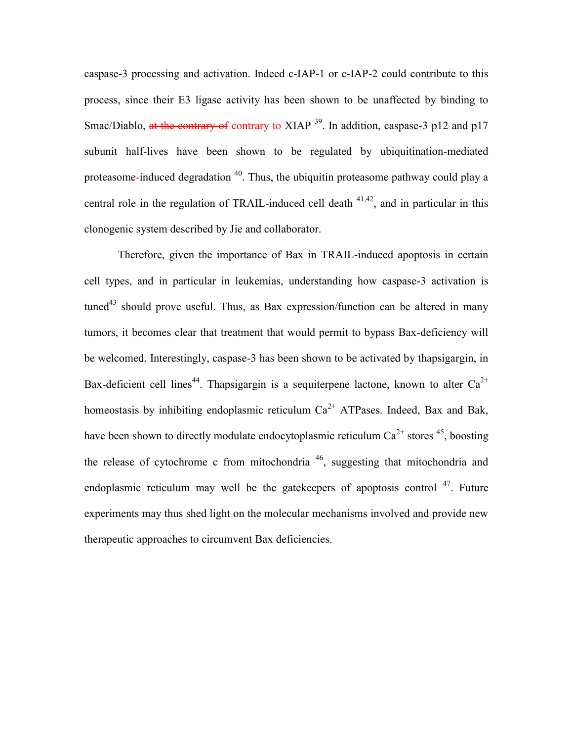caspase-3 processing and activation. Indeed c-IAP-1 or c-IAP-2 could contribute to this process, since their E3 ligase activity has been shown to be unaffected by binding to Smac/Diablo, ~~at the contrary of~~ contrary to XIAP [39]. In addition, caspase-3 p12 and p17 subunit half-lives have been shown to be regulated by ubiquitination-mediated proteasome-induced degradation [40]. Thus, the ubiquitin proteasome pathway could play a central role in the regulation of TRAIL-induced cell death [41,42], and in particular in this clonogenic system described by Jie and collaborator.

Therefore, given the importance of Bax in TRAIL-induced apoptosis in certain cell types, and in particular in leukemias, understanding how caspase-3 activation is tuned[43] should prove useful. Thus, as Bax expression/function can be altered in many tumors, it becomes clear that treatment that would permit to bypass Bax-deficiency will be welcomed. Interestingly, caspase-3 has been shown to be activated by thapsigargin, in Bax-deficient cell lines[44]. Thapsigargin is a sequiterpene lactone, known to alter $Ca^{2+}$ homeostasis by inhibiting endoplasmic reticulum $Ca^{2+}$ ATPases. Indeed, Bax and Bak, have been shown to directly modulate endocytoplasmic reticulum $Ca^{2+}$ stores [45], boosting the release of cytochrome c from mitochondria [46], suggesting that mitochondria and endoplasmic reticulum may well be the gatekeepers of apoptosis control [47]. Future experiments may thus shed light on the molecular mechanisms involved and provide new therapeutic approaches to circumvent Bax deficiencies.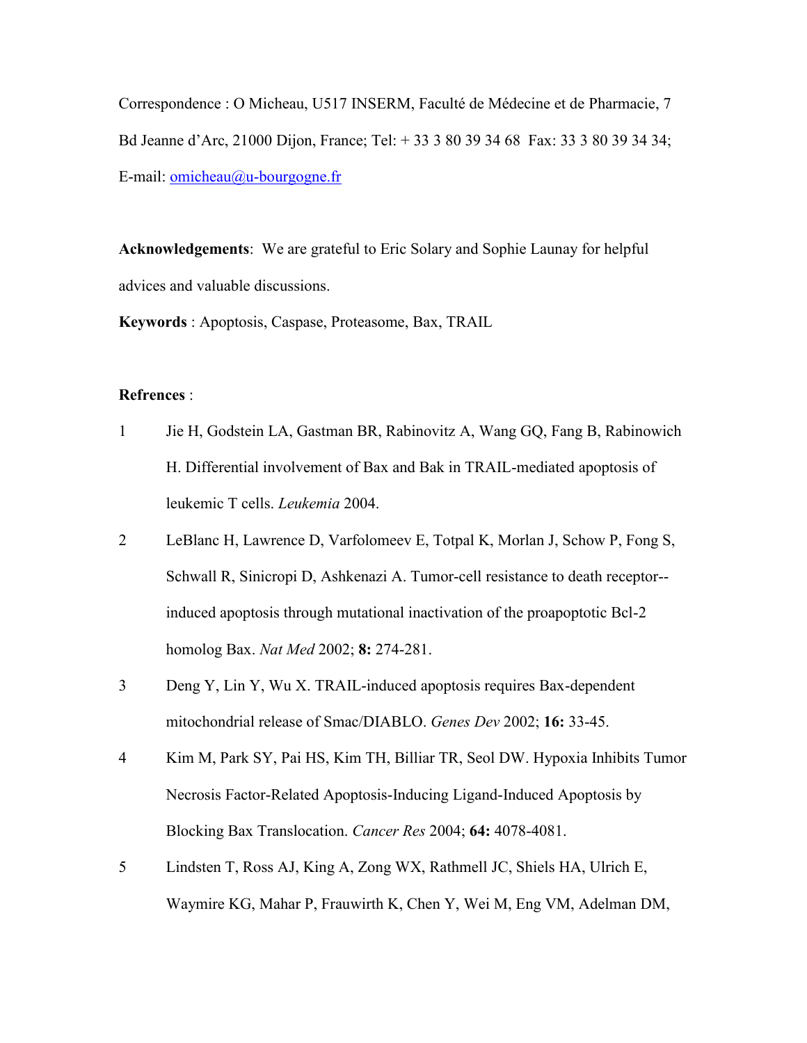Correspondence : O Micheau, U517 INSERM, Faculté de Médecine et de Pharmacie, 7 Bd Jeanne d'Arc, 21000 Dijon, France; Tel: + 33 3 80 39 34 68 Fax: 33 3 80 39 34 34; E-mail: omicheau@u-bourgogne.fr

**Acknowledgements**: We are grateful to Eric Solary and Sophie Launay for helpful advices and valuable discussions.

**Keywords** : Apoptosis, Caspase, Proteasome, Bax, TRAIL

**Refrences** :

1 Jie H, Godstein LA, Gastman BR, Rabinovitz A, Wang GQ, Fang B, Rabinowich H. Differential involvement of Bax and Bak in TRAIL-mediated apoptosis of leukemic T cells. *Leukemia* 2004.

2 LeBlanc H, Lawrence D, Varfolomeev E, Totpal K, Morlan J, Schow P, Fong S, Schwall R, Sinicropi D, Ashkenazi A. Tumor-cell resistance to death receptor--induced apoptosis through mutational inactivation of the proapoptotic Bcl-2 homolog Bax. *Nat Med* 2002; **8:** 274-281.

3 Deng Y, Lin Y, Wu X. TRAIL-induced apoptosis requires Bax-dependent mitochondrial release of Smac/DIABLO. *Genes Dev* 2002; **16:** 33-45.

4 Kim M, Park SY, Pai HS, Kim TH, Billiar TR, Seol DW. Hypoxia Inhibits Tumor Necrosis Factor-Related Apoptosis-Inducing Ligand-Induced Apoptosis by Blocking Bax Translocation. *Cancer Res* 2004; **64:** 4078-4081.

5 Lindsten T, Ross AJ, King A, Zong WX, Rathmell JC, Shiels HA, Ulrich E, Waymire KG, Mahar P, Frauwirth K, Chen Y, Wei M, Eng VM, Adelman DM,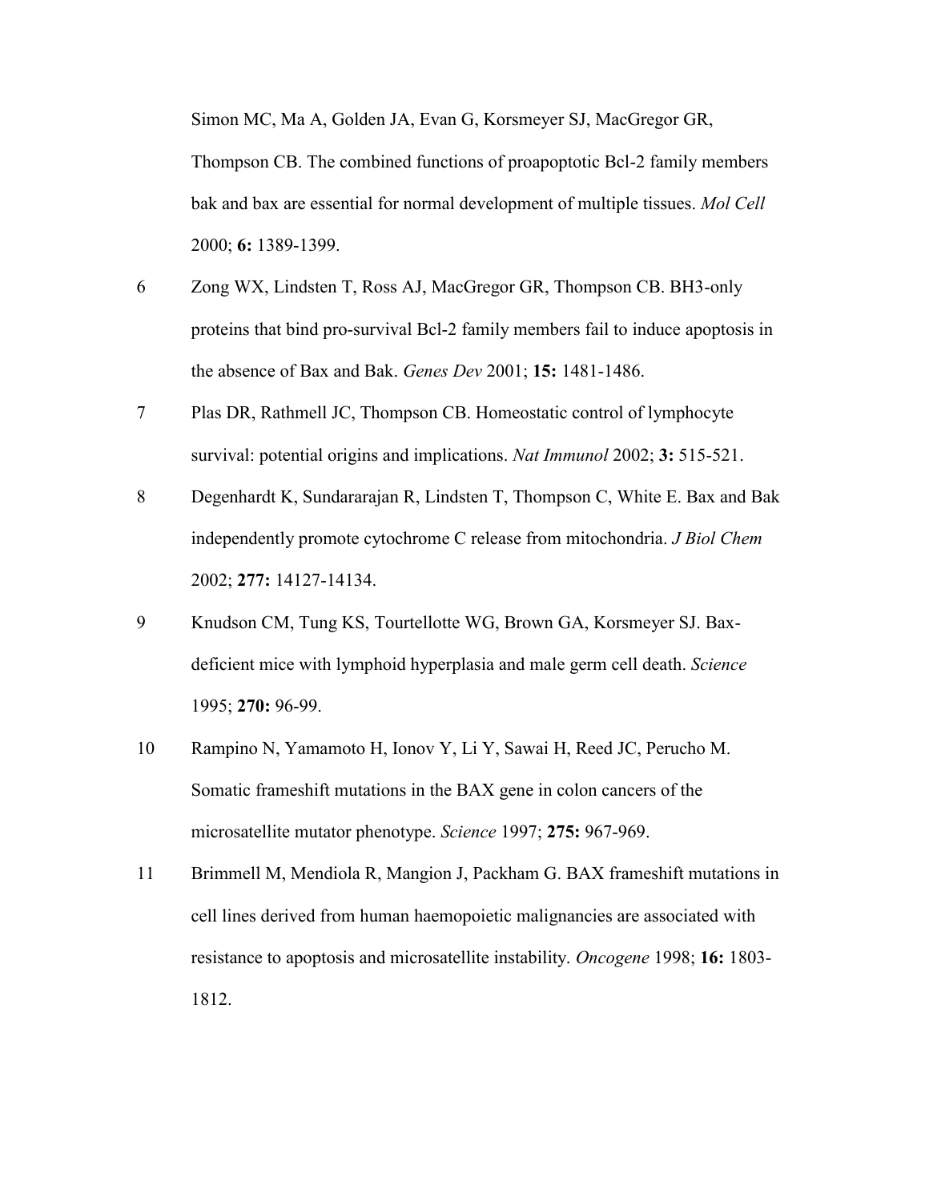Simon MC, Ma A, Golden JA, Evan G, Korsmeyer SJ, MacGregor GR, Thompson CB. The combined functions of proapoptotic Bcl-2 family members bak and bax are essential for normal development of multiple tissues. *Mol Cell* 2000; **6:** 1389-1399.

6 Zong WX, Lindsten T, Ross AJ, MacGregor GR, Thompson CB. BH3-only proteins that bind pro-survival Bcl-2 family members fail to induce apoptosis in the absence of Bax and Bak. *Genes Dev* 2001; **15:** 1481-1486.

7 Plas DR, Rathmell JC, Thompson CB. Homeostatic control of lymphocyte survival: potential origins and implications. *Nat Immunol* 2002; **3:** 515-521.

8 Degenhardt K, Sundararajan R, Lindsten T, Thompson C, White E. Bax and Bak independently promote cytochrome C release from mitochondria. *J Biol Chem* 2002; **277:** 14127-14134.

9 Knudson CM, Tung KS, Tourtellotte WG, Brown GA, Korsmeyer SJ. Bax-deficient mice with lymphoid hyperplasia and male germ cell death. *Science* 1995; **270:** 96-99.

10 Rampino N, Yamamoto H, Ionov Y, Li Y, Sawai H, Reed JC, Perucho M. Somatic frameshift mutations in the BAX gene in colon cancers of the microsatellite mutator phenotype. *Science* 1997; **275:** 967-969.

11 Brimmell M, Mendiola R, Mangion J, Packham G. BAX frameshift mutations in cell lines derived from human haemopoietic malignancies are associated with resistance to apoptosis and microsatellite instability. *Oncogene* 1998; **16:** 1803-1812.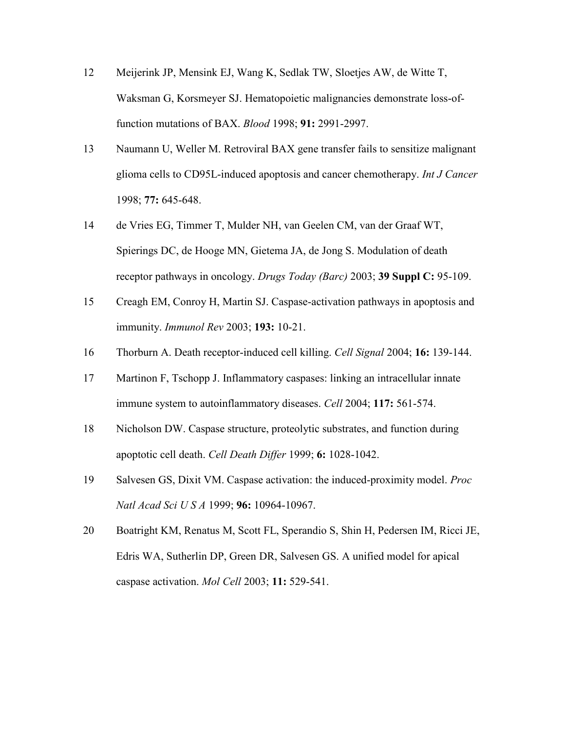12 Meijerink JP, Mensink EJ, Wang K, Sedlak TW, Sloetjes AW, de Witte T, Waksman G, Korsmeyer SJ. Hematopoietic malignancies demonstrate loss-of-function mutations of BAX. *Blood* 1998; **91:** 2991-2997.

13 Naumann U, Weller M. Retroviral BAX gene transfer fails to sensitize malignant glioma cells to CD95L-induced apoptosis and cancer chemotherapy. *Int J Cancer* 1998; **77:** 645-648.

14 de Vries EG, Timmer T, Mulder NH, van Geelen CM, van der Graaf WT, Spierings DC, de Hooge MN, Gietema JA, de Jong S. Modulation of death receptor pathways in oncology. *Drugs Today (Barc)* 2003; **39 Suppl C:** 95-109.

15 Creagh EM, Conroy H, Martin SJ. Caspase-activation pathways in apoptosis and immunity. *Immunol Rev* 2003; **193:** 10-21.

16 Thorburn A. Death receptor-induced cell killing. *Cell Signal* 2004; **16:** 139-144.

17 Martinon F, Tschopp J. Inflammatory caspases: linking an intracellular innate immune system to autoinflammatory diseases. *Cell* 2004; **117:** 561-574.

18 Nicholson DW. Caspase structure, proteolytic substrates, and function during apoptotic cell death. *Cell Death Differ* 1999; **6:** 1028-1042.

19 Salvesen GS, Dixit VM. Caspase activation: the induced-proximity model. *Proc Natl Acad Sci U S A* 1999; **96:** 10964-10967.

20 Boatright KM, Renatus M, Scott FL, Sperandio S, Shin H, Pedersen IM, Ricci JE, Edris WA, Sutherlin DP, Green DR, Salvesen GS. A unified model for apical caspase activation. *Mol Cell* 2003; **11:** 529-541.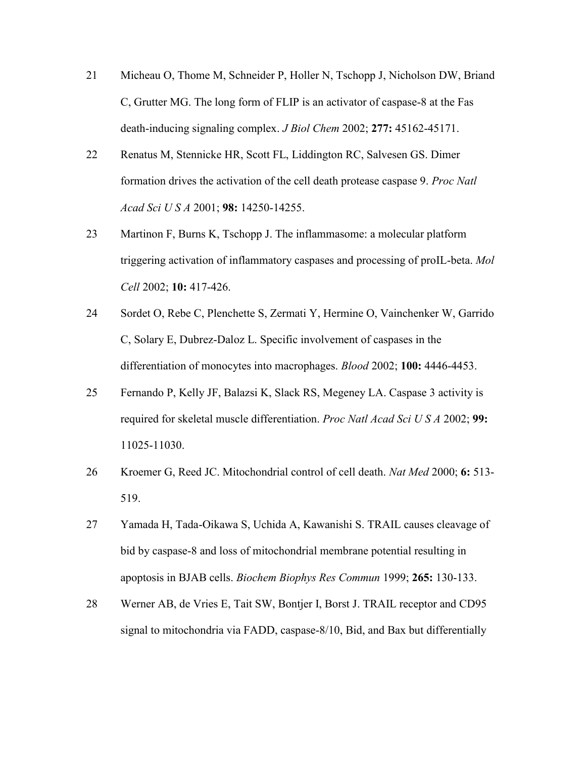21 Micheau O, Thome M, Schneider P, Holler N, Tschopp J, Nicholson DW, Briand C, Grutter MG. The long form of FLIP is an activator of caspase-8 at the Fas death-inducing signaling complex. *J Biol Chem* 2002; **277:** 45162-45171.

22 Renatus M, Stennicke HR, Scott FL, Liddington RC, Salvesen GS. Dimer formation drives the activation of the cell death protease caspase 9. *Proc Natl Acad Sci U S A* 2001; **98:** 14250-14255.

23 Martinon F, Burns K, Tschopp J. The inflammasome: a molecular platform triggering activation of inflammatory caspases and processing of proIL-beta. *Mol Cell* 2002; **10:** 417-426.

24 Sordet O, Rebe C, Plenchette S, Zermati Y, Hermine O, Vainchenker W, Garrido C, Solary E, Dubrez-Daloz L. Specific involvement of caspases in the differentiation of monocytes into macrophages. *Blood* 2002; **100:** 4446-4453.

25 Fernando P, Kelly JF, Balazsi K, Slack RS, Megeney LA. Caspase 3 activity is required for skeletal muscle differentiation. *Proc Natl Acad Sci U S A* 2002; **99:** 11025-11030.

26 Kroemer G, Reed JC. Mitochondrial control of cell death. *Nat Med* 2000; **6:** 513-519.

27 Yamada H, Tada-Oikawa S, Uchida A, Kawanishi S. TRAIL causes cleavage of bid by caspase-8 and loss of mitochondrial membrane potential resulting in apoptosis in BJAB cells. *Biochem Biophys Res Commun* 1999; **265:** 130-133.

28 Werner AB, de Vries E, Tait SW, Bontjer I, Borst J. TRAIL receptor and CD95 signal to mitochondria via FADD, caspase-8/10, Bid, and Bax but differentially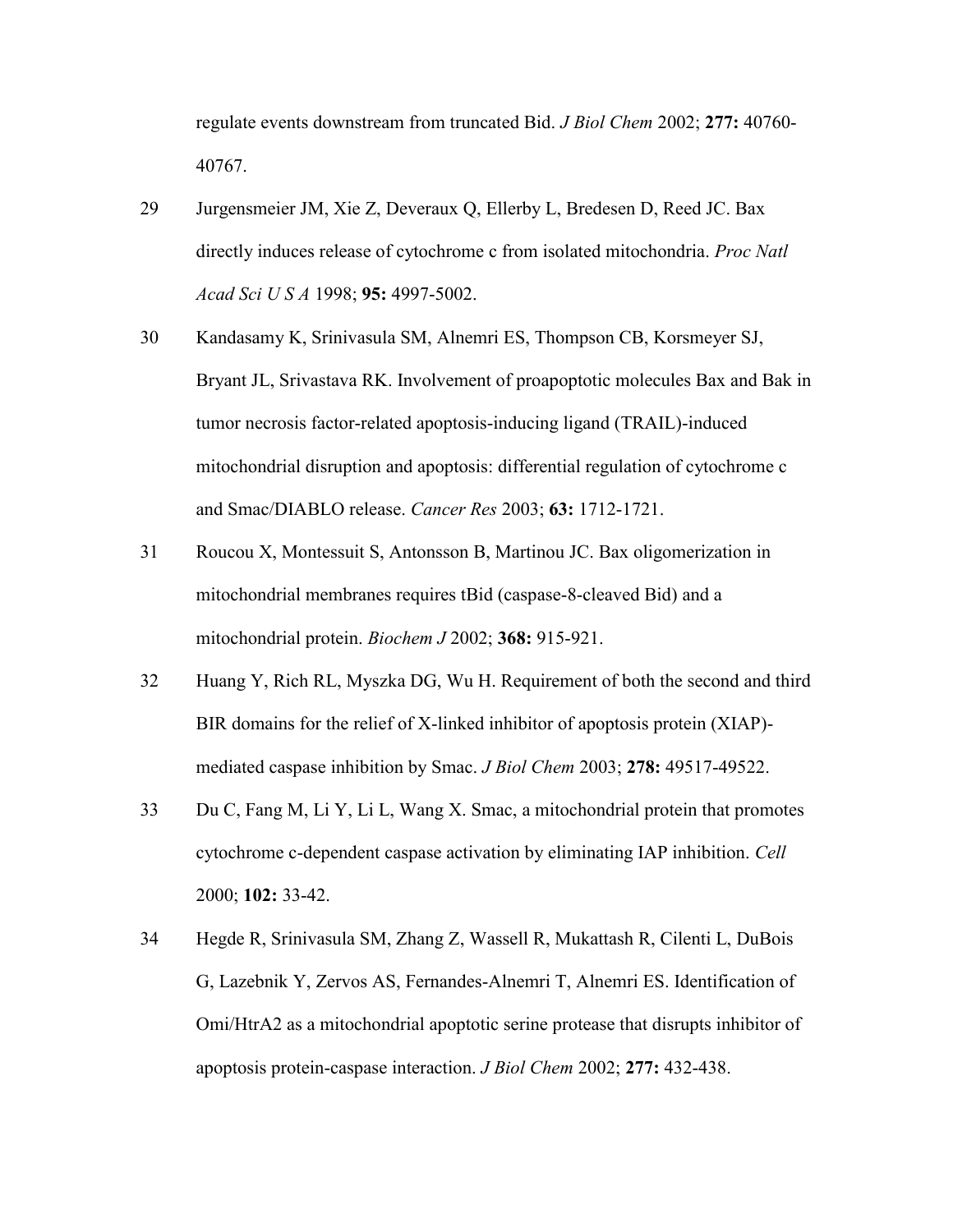regulate events downstream from truncated Bid. *J Biol Chem* 2002; **277:** 40760-40767.

29 Jurgensmeier JM, Xie Z, Deveraux Q, Ellerby L, Bredesen D, Reed JC. Bax directly induces release of cytochrome c from isolated mitochondria. *Proc Natl Acad Sci U S A* 1998; **95:** 4997-5002.

30 Kandasamy K, Srinivasula SM, Alnemri ES, Thompson CB, Korsmeyer SJ, Bryant JL, Srivastava RK. Involvement of proapoptotic molecules Bax and Bak in tumor necrosis factor-related apoptosis-inducing ligand (TRAIL)-induced mitochondrial disruption and apoptosis: differential regulation of cytochrome c and Smac/DIABLO release. *Cancer Res* 2003; **63:** 1712-1721.

31 Roucou X, Montessuit S, Antonsson B, Martinou JC. Bax oligomerization in mitochondrial membranes requires tBid (caspase-8-cleaved Bid) and a mitochondrial protein. *Biochem J* 2002; **368:** 915-921.

32 Huang Y, Rich RL, Myszka DG, Wu H. Requirement of both the second and third BIR domains for the relief of X-linked inhibitor of apoptosis protein (XIAP)-mediated caspase inhibition by Smac. *J Biol Chem* 2003; **278:** 49517-49522.

33 Du C, Fang M, Li Y, Li L, Wang X. Smac, a mitochondrial protein that promotes cytochrome c-dependent caspase activation by eliminating IAP inhibition. *Cell* 2000; **102:** 33-42.

34 Hegde R, Srinivasula SM, Zhang Z, Wassell R, Mukattash R, Cilenti L, DuBois G, Lazebnik Y, Zervos AS, Fernandes-Alnemri T, Alnemri ES. Identification of Omi/HtrA2 as a mitochondrial apoptotic serine protease that disrupts inhibitor of apoptosis protein-caspase interaction. *J Biol Chem* 2002; **277:** 432-438.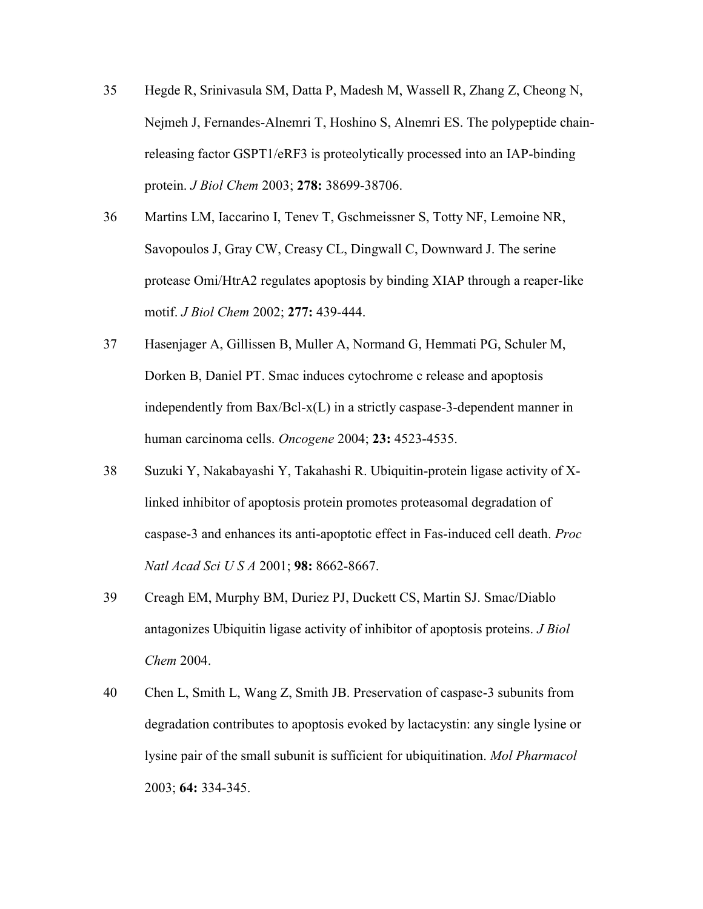35 Hegde R, Srinivasula SM, Datta P, Madesh M, Wassell R, Zhang Z, Cheong N, Nejmeh J, Fernandes-Alnemri T, Hoshino S, Alnemri ES. The polypeptide chain-releasing factor GSPT1/eRF3 is proteolytically processed into an IAP-binding protein. *J Biol Chem* 2003; **278:** 38699-38706.

36 Martins LM, Iaccarino I, Tenev T, Gschmeissner S, Totty NF, Lemoine NR, Savopoulos J, Gray CW, Creasy CL, Dingwall C, Downward J. The serine protease Omi/HtrA2 regulates apoptosis by binding XIAP through a reaper-like motif. *J Biol Chem* 2002; **277:** 439-444.

37 Hasenjager A, Gillissen B, Muller A, Normand G, Hemmati PG, Schuler M, Dorken B, Daniel PT. Smac induces cytochrome c release and apoptosis independently from Bax/Bcl-x(L) in a strictly caspase-3-dependent manner in human carcinoma cells. *Oncogene* 2004; **23:** 4523-4535.

38 Suzuki Y, Nakabayashi Y, Takahashi R. Ubiquitin-protein ligase activity of X-linked inhibitor of apoptosis protein promotes proteasomal degradation of caspase-3 and enhances its anti-apoptotic effect in Fas-induced cell death. *Proc Natl Acad Sci U S A* 2001; **98:** 8662-8667.

39 Creagh EM, Murphy BM, Duriez PJ, Duckett CS, Martin SJ. Smac/Diablo antagonizes Ubiquitin ligase activity of inhibitor of apoptosis proteins. *J Biol Chem* 2004.

40 Chen L, Smith L, Wang Z, Smith JB. Preservation of caspase-3 subunits from degradation contributes to apoptosis evoked by lactacystin: any single lysine or lysine pair of the small subunit is sufficient for ubiquitination. *Mol Pharmacol* 2003; **64:** 334-345.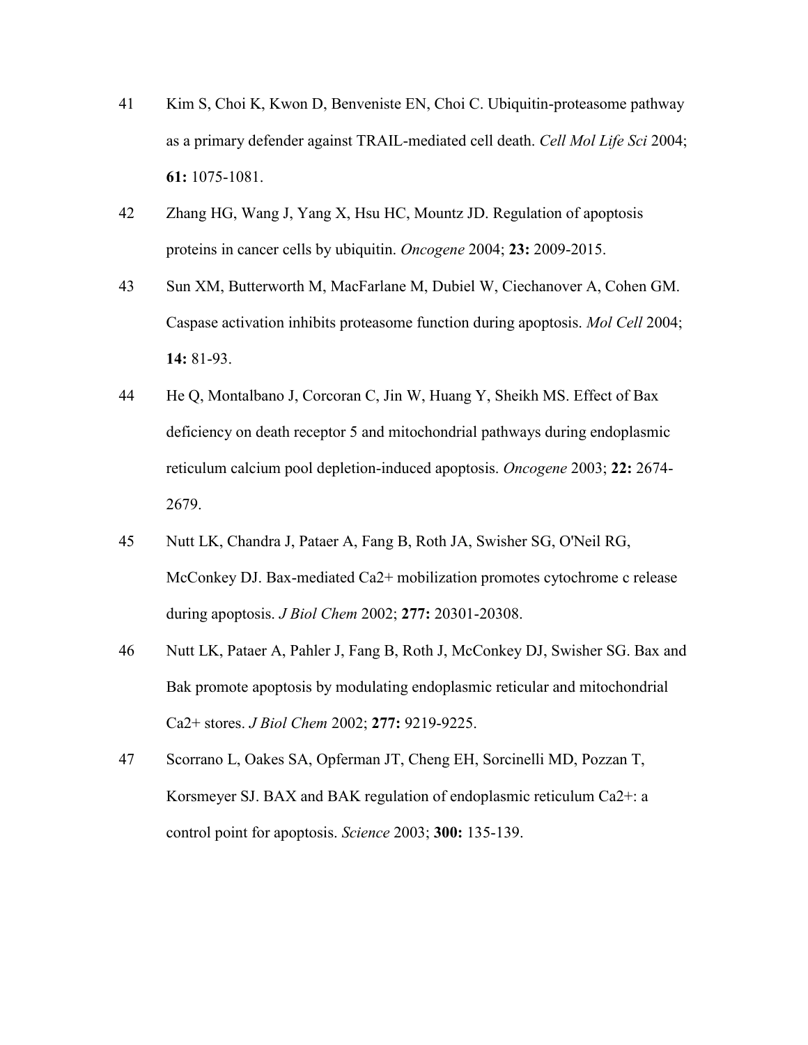41 Kim S, Choi K, Kwon D, Benveniste EN, Choi C. Ubiquitin-proteasome pathway as a primary defender against TRAIL-mediated cell death. *Cell Mol Life Sci* 2004; **61:** 1075-1081.

42 Zhang HG, Wang J, Yang X, Hsu HC, Mountz JD. Regulation of apoptosis proteins in cancer cells by ubiquitin. *Oncogene* 2004; **23:** 2009-2015.

43 Sun XM, Butterworth M, MacFarlane M, Dubiel W, Ciechanover A, Cohen GM. Caspase activation inhibits proteasome function during apoptosis. *Mol Cell* 2004; **14:** 81-93.

44 He Q, Montalbano J, Corcoran C, Jin W, Huang Y, Sheikh MS. Effect of Bax deficiency on death receptor 5 and mitochondrial pathways during endoplasmic reticulum calcium pool depletion-induced apoptosis. *Oncogene* 2003; **22:** 2674-2679.

45 Nutt LK, Chandra J, Pataer A, Fang B, Roth JA, Swisher SG, O'Neil RG, McConkey DJ. Bax-mediated Ca2+ mobilization promotes cytochrome c release during apoptosis. *J Biol Chem* 2002; **277:** 20301-20308.

46 Nutt LK, Pataer A, Pahler J, Fang B, Roth J, McConkey DJ, Swisher SG. Bax and Bak promote apoptosis by modulating endoplasmic reticular and mitochondrial Ca2+ stores. *J Biol Chem* 2002; **277:** 9219-9225.

47 Scorrano L, Oakes SA, Opferman JT, Cheng EH, Sorcinelli MD, Pozzan T, Korsmeyer SJ. BAX and BAK regulation of endoplasmic reticulum Ca2+: a control point for apoptosis. *Science* 2003; **300:** 135-139.